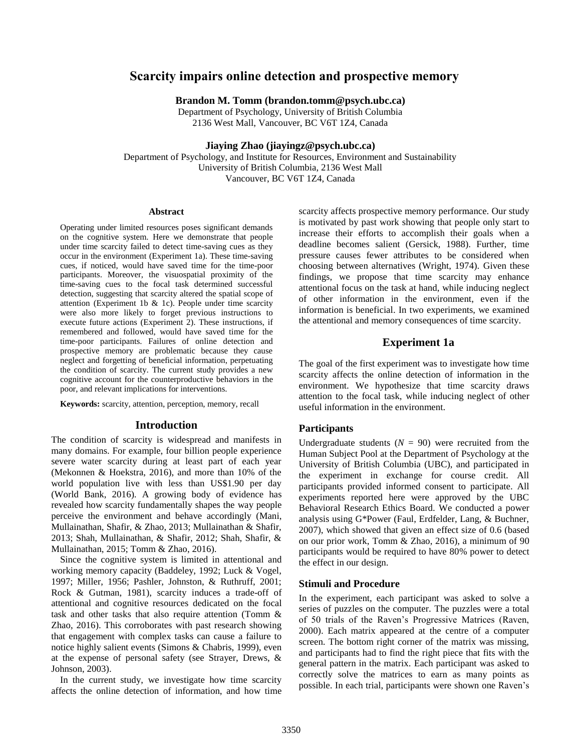# Scarcity impairs online detection and prospective memory

**Brandon M. Tomm (brandon.tomm@psych.ubc.ca)**
Department of Psychology, University of British Columbia
2136 West Mall, Vancouver, BC V6T 1Z4, Canada

**Jiaying Zhao (jiayingz@psych.ubc.ca)**
Department of Psychology, and Institute for Resources, Environment and Sustainability
University of British Columbia, 2136 West Mall
Vancouver, BC V6T 1Z4, Canada

### Abstract

Operating under limited resources poses significant demands on the cognitive system. Here we demonstrate that people under time scarcity failed to detect time-saving cues as they occur in the environment (Experiment 1a). These time-saving cues, if noticed, would have saved time for the time-poor participants. Moreover, the visuospatial proximity of the time-saving cues to the focal task determined successful detection, suggesting that scarcity altered the spatial scope of attention (Experiment 1b & 1c). People under time scarcity were also more likely to forget previous instructions to execute future actions (Experiment 2). These instructions, if remembered and followed, would have saved time for the time-poor participants. Failures of online detection and prospective memory are problematic because they cause neglect and forgetting of beneficial information, perpetuating the condition of scarcity. The current study provides a new cognitive account for the counterproductive behaviors in the poor, and relevant implications for interventions.

**Keywords:** scarcity, attention, perception, memory, recall

## Introduction

The condition of scarcity is widespread and manifests in many domains. For example, four billion people experience severe water scarcity during at least part of each year (Mekonnen & Hoekstra, 2016), and more than 10% of the world population live with less than US$1.90 per day (World Bank, 2016). A growing body of evidence has revealed how scarcity fundamentally shapes the way people perceive the environment and behave accordingly (Mani, Mullainathan, Shafir, & Zhao, 2013; Mullainathan & Shafir, 2013; Shah, Mullainathan, & Shafir, 2012; Shah, Shafir, & Mullainathan, 2015; Tomm & Zhao, 2016).

Since the cognitive system is limited in attentional and working memory capacity (Baddeley, 1992; Luck & Vogel, 1997; Miller, 1956; Pashler, Johnston, & Ruthruff, 2001; Rock & Gutman, 1981), scarcity induces a trade-off of attentional and cognitive resources dedicated on the focal task and other tasks that also require attention (Tomm & Zhao, 2016). This corroborates with past research showing that engagement with complex tasks can cause a failure to notice highly salient events (Simons & Chabris, 1999), even at the expense of personal safety (see Strayer, Drews, & Johnson, 2003).

In the current study, we investigate how time scarcity affects the online detection of information, and how time scarcity affects prospective memory performance. Our study is motivated by past work showing that people only start to increase their efforts to accomplish their goals when a deadline becomes salient (Gersick, 1988). Further, time pressure causes fewer attributes to be considered when choosing between alternatives (Wright, 1974). Given these findings, we propose that time scarcity may enhance attentional focus on the task at hand, while inducing neglect of other information in the environment, even if the information is beneficial. In two experiments, we examined the attentional and memory consequences of time scarcity.

## Experiment 1a

The goal of the first experiment was to investigate how time scarcity affects the online detection of information in the environment. We hypothesize that time scarcity draws attention to the focal task, while inducing neglect of other useful information in the environment.

### Participants

Undergraduate students ($N$ = 90) were recruited from the Human Subject Pool at the Department of Psychology at the University of British Columbia (UBC), and participated in the experiment in exchange for course credit. All participants provided informed consent to participate. All experiments reported here were approved by the UBC Behavioral Research Ethics Board. We conducted a power analysis using G*Power (Faul, Erdfelder, Lang, & Buchner, 2007), which showed that given an effect size of 0.6 (based on our prior work, Tomm & Zhao, 2016), a minimum of 90 participants would be required to have 80% power to detect the effect in our design.

### Stimuli and Procedure

In the experiment, each participant was asked to solve a series of puzzles on the computer. The puzzles were a total of 50 trials of the Raven's Progressive Matrices (Raven, 2000). Each matrix appeared at the centre of a computer screen. The bottom right corner of the matrix was missing, and participants had to find the right piece that fits with the general pattern in the matrix. Each participant was asked to correctly solve the matrices to earn as many points as possible. In each trial, participants were shown one Raven's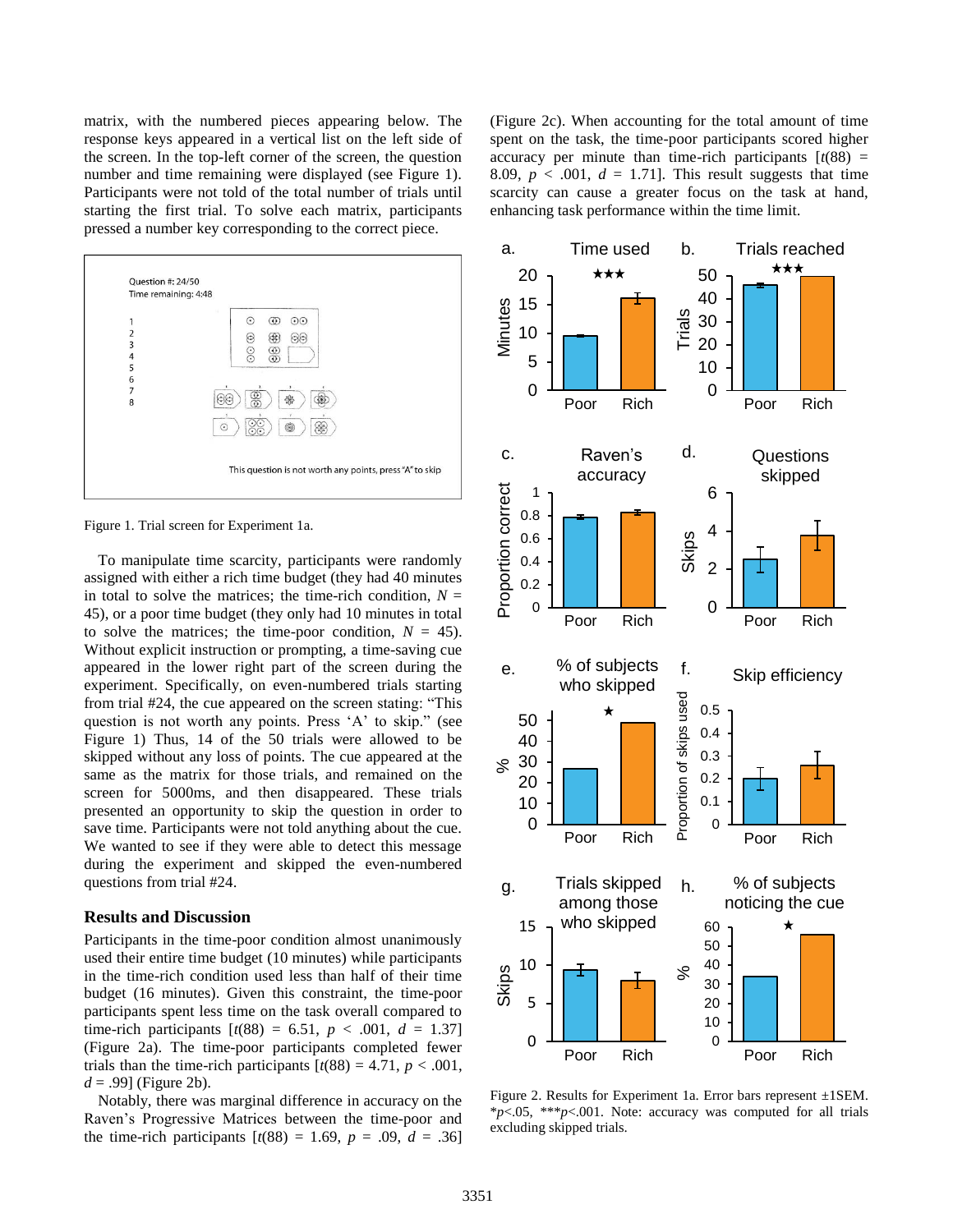matrix, with the numbered pieces appearing below. The response keys appeared in a vertical list on the left side of the screen. In the top-left corner of the screen, the question number and time remaining were displayed (see Figure 1). Participants were not told of the total number of trials until starting the first trial. To solve each matrix, participants pressed a number key corresponding to the correct piece.

Figure 1. Trial screen for Experiment 1a.

To manipulate time scarcity, participants were randomly assigned with either a rich time budget (they had 40 minutes in total to solve the matrices; the time-rich condition, $N$ = 45), or a poor time budget (they only had 10 minutes in total to solve the matrices; the time-poor condition, $N$ = 45). Without explicit instruction or prompting, a time-saving cue appeared in the lower right part of the screen during the experiment. Specifically, on even-numbered trials starting from trial #24, the cue appeared on the screen stating: "This question is not worth any points. Press 'A' to skip." (see Figure 1) Thus, 14 of the 50 trials were allowed to be skipped without any loss of points. The cue appeared at the same as the matrix for those trials, and remained on the screen for 5000ms, and then disappeared. These trials presented an opportunity to skip the question in order to save time. Participants were not told anything about the cue. We wanted to see if they were able to detect this message during the experiment and skipped the even-numbered questions from trial #24.

## Results and Discussion

Participants in the time-poor condition almost unanimously used their entire time budget (10 minutes) while participants in the time-rich condition used less than half of their time budget (16 minutes). Given this constraint, the time-poor participants spent less time on the task overall compared to time-rich participants [$t(88) = 6.51$, $p < .001$, $d = 1.37$] (Figure 2a). The time-poor participants completed fewer trials than the time-rich participants [$t(88) = 4.71$, $p < .001$, $d = .99$] (Figure 2b).

Notably, there was marginal difference in accuracy on the Raven's Progressive Matrices between the time-poor and the time-rich participants [$t(88) = 1.69$, $p = .09$, $d = .36$] (Figure 2c). When accounting for the total amount of time spent on the task, the time-poor participants scored higher accuracy per minute than time-rich participants [$t(88) = 8.09$, $p < .001$, $d = 1.71$]. This result suggests that time scarcity can cause a greater focus on the task at hand, enhancing task performance within the time limit.

Figure 2. Results for Experiment 1a. Error bars represent ±1SEM. *$p$<.05, ***$p$<.001. Note: accuracy was computed for all trials excluding skipped trials.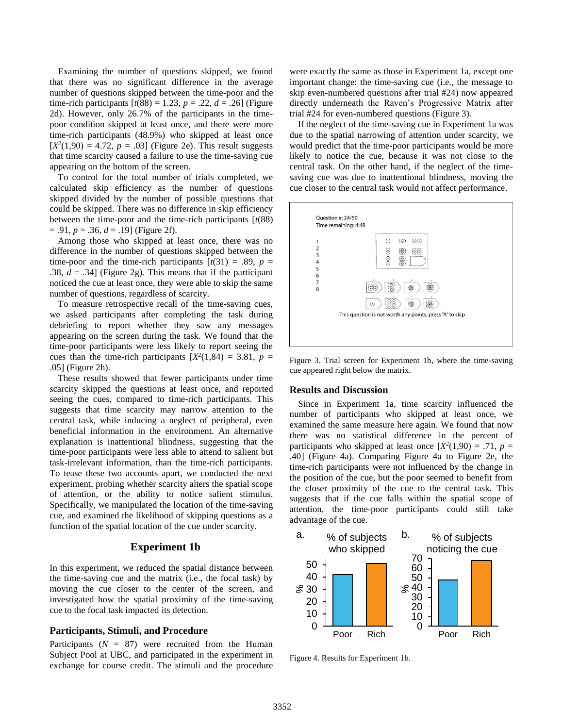Examining the number of questions skipped, we found that there was no significant difference in the average number of questions skipped between the time-poor and the time-rich participants [$t(88) = 1.23$, $p = .22$, $d = .26$] (Figure 2d). However, only 26.7% of the participants in the time-poor condition skipped at least once, and there were more time-rich participants (48.9%) who skipped at least once [$X^2(1,90) = 4.72$, $p = .03$] (Figure 2e). This result suggests that time scarcity caused a failure to use the time-saving cue appearing on the bottom of the screen.

To control for the total number of trials completed, we calculated skip efficiency as the number of questions skipped divided by the number of possible questions that could be skipped. There was no difference in skip efficiency between the time-poor and the time-rich participants [$t(88) = .91$, $p = .36$, $d = .19$] (Figure 2f).

Among those who skipped at least once, there was no difference in the number of questions skipped between the time-poor and the time-rich participants [$t(31) = .89$, $p = .38$, $d = .34$] (Figure 2g). This means that if the participant noticed the cue at least once, they were able to skip the same number of questions, regardless of scarcity.

To measure retrospective recall of the time-saving cues, we asked participants after completing the task during debriefing to report whether they saw any messages appearing on the screen during the task. We found that the time-poor participants were less likely to report seeing the cues than the time-rich participants [$X^2(1,84) = 3.81$, $p = .05$] (Figure 2h).

These results showed that fewer participants under time scarcity skipped the questions at least once, and reported seeing the cues, compared to time-rich participants. This suggests that time scarcity may narrow attention to the central task, while inducing a neglect of peripheral, even beneficial information in the environment. An alternative explanation is inattentional blindness, suggesting that the time-poor participants were less able to attend to salient but task-irrelevant information, than the time-rich participants. To tease these two accounts apart, we conducted the next experiment, probing whether scarcity alters the spatial scope of attention, or the ability to notice salient stimulus. Specifically, we manipulated the location of the time-saving cue, and examined the likelihood of skipping questions as a function of the spatial location of the cue under scarcity.

## Experiment 1b

In this experiment, we reduced the spatial distance between the time-saving cue and the matrix (i.e., the focal task) by moving the cue closer to the center of the screen, and investigated how the spatial proximity of the time-saving cue to the focal task impacted its detection.

### Participants, Stimuli, and Procedure

Participants ($N = 87$) were recruited from the Human Subject Pool at UBC, and participated in the experiment in exchange for course credit. The stimuli and the procedure were exactly the same as those in Experiment 1a, except one important change: the time-saving cue (i.e., the message to skip even-numbered questions after trial #24) now appeared directly underneath the Raven's Progressive Matrix after trial #24 for even-numbered questions (Figure 3).

If the neglect of the time-saving cue in Experiment 1a was due to the spatial narrowing of attention under scarcity, we would predict that the time-poor participants would be more likely to notice the cue, because it was not close to the central task. On the other hand, if the neglect of the time-saving cue was due to inattentional blindness, moving the cue closer to the central task would not affect performance.

Question #: 24/50
Time remaining: 4:48

1
2
3
4
5
6
7
8

This question is not worth any points, press "A" to skip

Figure 3. Trial screen for Experiment 1b, where the time-saving cue appeared right below the matrix.

### Results and Discussion

Since in Experiment 1a, time scarcity influenced the number of participants who skipped at least once, we examined the same measure here again. We found that now there was no statistical difference in the percent of participants who skipped at least once [$X^2(1,90) = .71$, $p = .40$] (Figure 4a). Comparing Figure 4a to Figure 2e, the time-rich participants were not influenced by the change in the position of the cue, but the poor seemed to benefit from the closer proximity of the cue to the central task. This suggests that if the cue falls within the spatial scope of attention, the time-poor participants could still take advantage of the cue.

a.
% of subjects who skipped
%
0
10
20
30
40
50
Poor
Rich

b.
% of subjects noticing the cue
%
0
10
20
30
40
50
60
70
Poor
Rich

Figure 4. Results for Experiment 1b.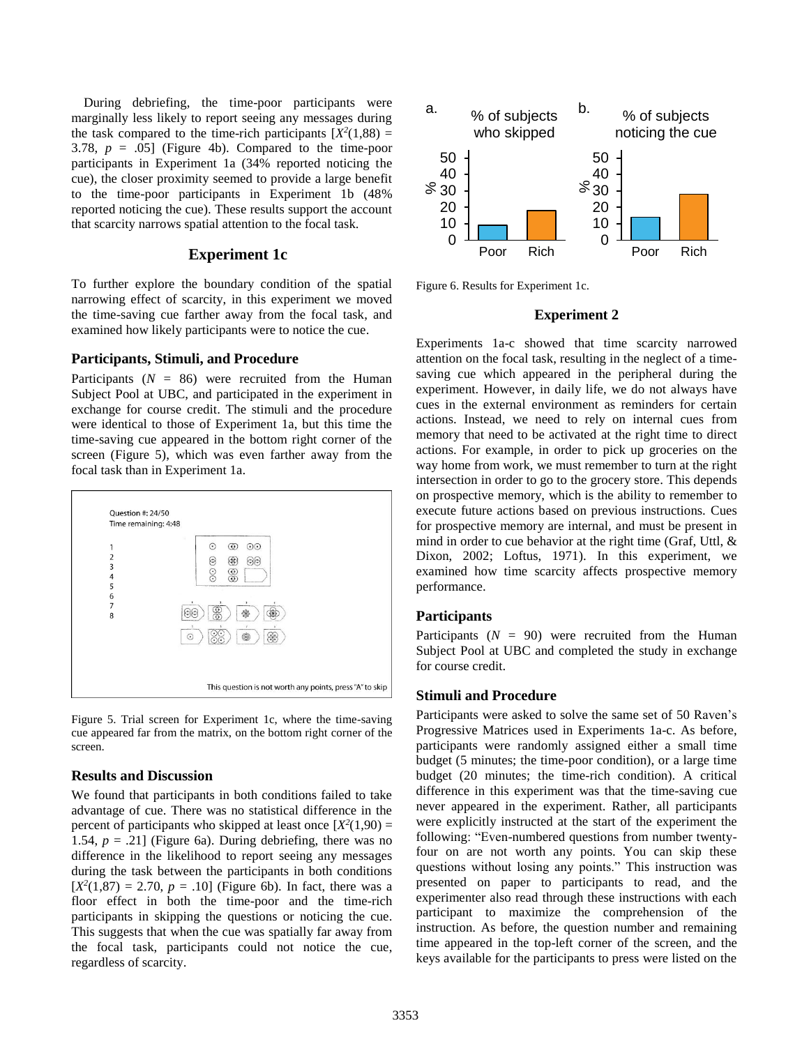During debriefing, the time-poor participants were marginally less likely to report seeing any messages during the task compared to the time-rich participants [$X^2(1,88) = 3.78$, $p = .05$] (Figure 4b). Compared to the time-poor participants in Experiment 1a (34% reported noticing the cue), the closer proximity seemed to provide a large benefit to the time-poor participants in Experiment 1b (48% reported noticing the cue). These results support the account that scarcity narrows spatial attention to the focal task.

## Experiment 1c

To further explore the boundary condition of the spatial narrowing effect of scarcity, in this experiment we moved the time-saving cue farther away from the focal task, and examined how likely participants were to notice the cue.

### Participants, Stimuli, and Procedure

Participants ($N = 86$) were recruited from the Human Subject Pool at UBC, and participated in the experiment in exchange for course credit. The stimuli and the procedure were identical to those of Experiment 1a, but this time the time-saving cue appeared in the bottom right corner of the screen (Figure 5), which was even farther away from the focal task than in Experiment 1a.

Figure 5. Trial screen for Experiment 1c, where the time-saving cue appeared far from the matrix, on the bottom right corner of the screen.

### Results and Discussion

We found that participants in both conditions failed to take advantage of cue. There was no statistical difference in the percent of participants who skipped at least once [$X^2(1,90) = 1.54$, $p = .21$] (Figure 6a). During debriefing, there was no difference in the likelihood to report seeing any messages during the task between the participants in both conditions [$X^2(1,87) = 2.70$, $p = .10$] (Figure 6b). In fact, there was a floor effect in both the time-poor and the time-rich participants in skipping the questions or noticing the cue. This suggests that when the cue was spatially far away from the focal task, participants could not notice the cue, regardless of scarcity.

Figure 6. Results for Experiment 1c.

## Experiment 2

Experiments 1a-c showed that time scarcity narrowed attention on the focal task, resulting in the neglect of a time-saving cue which appeared in the peripheral during the experiment. However, in daily life, we do not always have cues in the external environment as reminders for certain actions. Instead, we need to rely on internal cues from memory that need to be activated at the right time to direct actions. For example, in order to pick up groceries on the way home from work, we must remember to turn at the right intersection in order to go to the grocery store. This depends on prospective memory, which is the ability to remember to execute future actions based on previous instructions. Cues for prospective memory are internal, and must be present in mind in order to cue behavior at the right time (Graf, Uttl, & Dixon, 2002; Loftus, 1971). In this experiment, we examined how time scarcity affects prospective memory performance.

### Participants

Participants ($N = 90$) were recruited from the Human Subject Pool at UBC and completed the study in exchange for course credit.

### Stimuli and Procedure

Participants were asked to solve the same set of 50 Raven's Progressive Matrices used in Experiments 1a-c. As before, participants were randomly assigned either a small time budget (5 minutes; the time-poor condition), or a large time budget (20 minutes; the time-rich condition). A critical difference in this experiment was that the time-saving cue never appeared in the experiment. Rather, all participants were explicitly instructed at the start of the experiment the following: "Even-numbered questions from number twenty-four on are not worth any points. You can skip these questions without losing any points." This instruction was presented on paper to participants to read, and the experimenter also read through these instructions with each participant to maximize the comprehension of the instruction. As before, the question number and remaining time appeared in the top-left corner of the screen, and the keys available for the participants to press were listed on the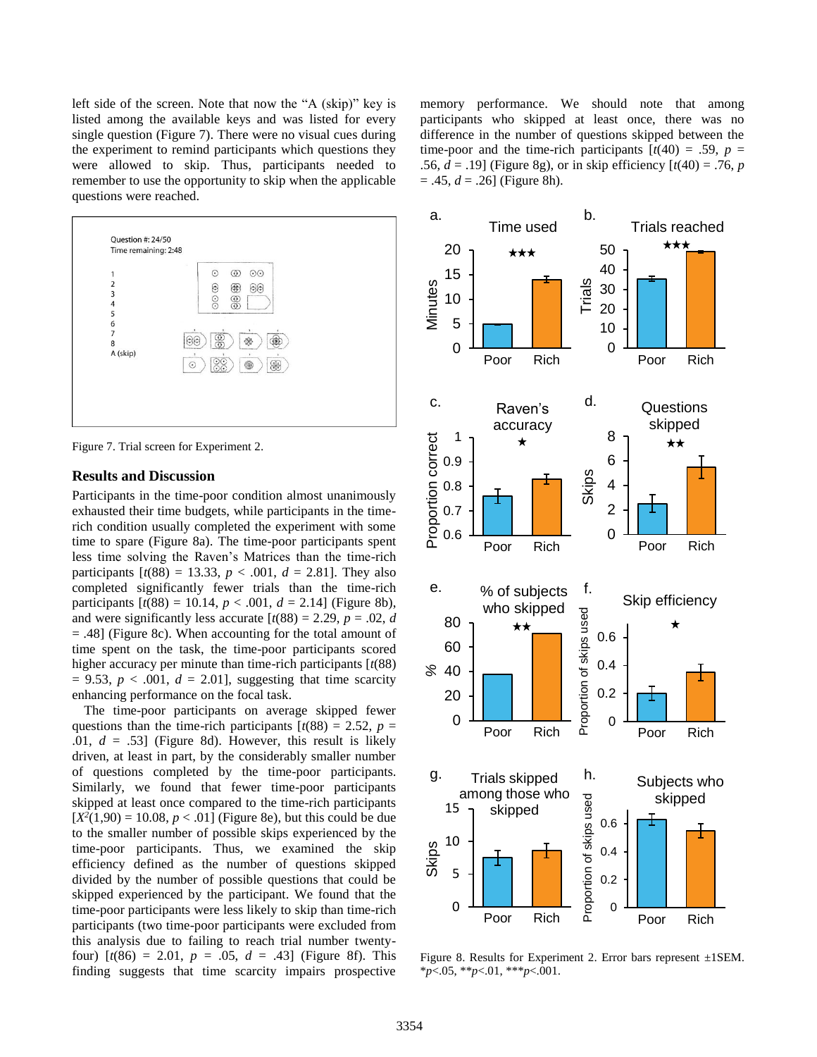left side of the screen. Note that now the "A (skip)" key is listed among the available keys and was listed for every single question (Figure 7). There were no visual cues during the experiment to remind participants which questions they were allowed to skip. Thus, participants needed to remember to use the opportunity to skip when the applicable questions were reached.

Figure 7. Trial screen for Experiment 2.

## Results and Discussion

Participants in the time-poor condition almost unanimously exhausted their time budgets, while participants in the time-rich condition usually completed the experiment with some time to spare (Figure 8a). The time-poor participants spent less time solving the Raven's Matrices than the time-rich participants [$t(88) = 13.33$, $p < .001$, $d = 2.81$]. They also completed significantly fewer trials than the time-rich participants [$t(88) = 10.14$, $p < .001$, $d = 2.14$] (Figure 8b), and were significantly less accurate [$t(88) = 2.29$, $p = .02$, $d = .48$] (Figure 8c). When accounting for the total amount of time spent on the task, the time-poor participants scored higher accuracy per minute than time-rich participants [$t(88) = 9.53$, $p < .001$, $d = 2.01$], suggesting that time scarcity enhancing performance on the focal task.

The time-poor participants on average skipped fewer questions than the time-rich participants [$t(88) = 2.52$, $p = .01$, $d = .53$] (Figure 8d). However, this result is likely driven, at least in part, by the considerably smaller number of questions completed by the time-poor participants. Similarly, we found that fewer time-poor participants skipped at least once compared to the time-rich participants [$X^2(1,90) = 10.08$, $p < .01$] (Figure 8e), but this could be due to the smaller number of possible skips experienced by the time-poor participants. Thus, we examined the skip efficiency defined as the number of questions skipped divided by the number of possible questions that could be skipped experienced by the participant. We found that the time-poor participants were less likely to skip than time-rich participants (two time-poor participants were excluded from this analysis due to failing to reach trial number twenty-four) [$t(86) = 2.01$, $p = .05$, $d = .43$] (Figure 8f). This finding suggests that time scarcity impairs prospective memory performance. We should note that among participants who skipped at least once, there was no difference in the number of questions skipped between the time-poor and the time-rich participants [$t(40) = .59$, $p = .56$, $d = .19$] (Figure 8g), or in skip efficiency [$t(40) = .76$, $p = .45$, $d = .26$] (Figure 8h).

Figure 8. Results for Experiment 2. Error bars represent ±1SEM. *$p$<.05, **$p$<.01, ***$p$<.001.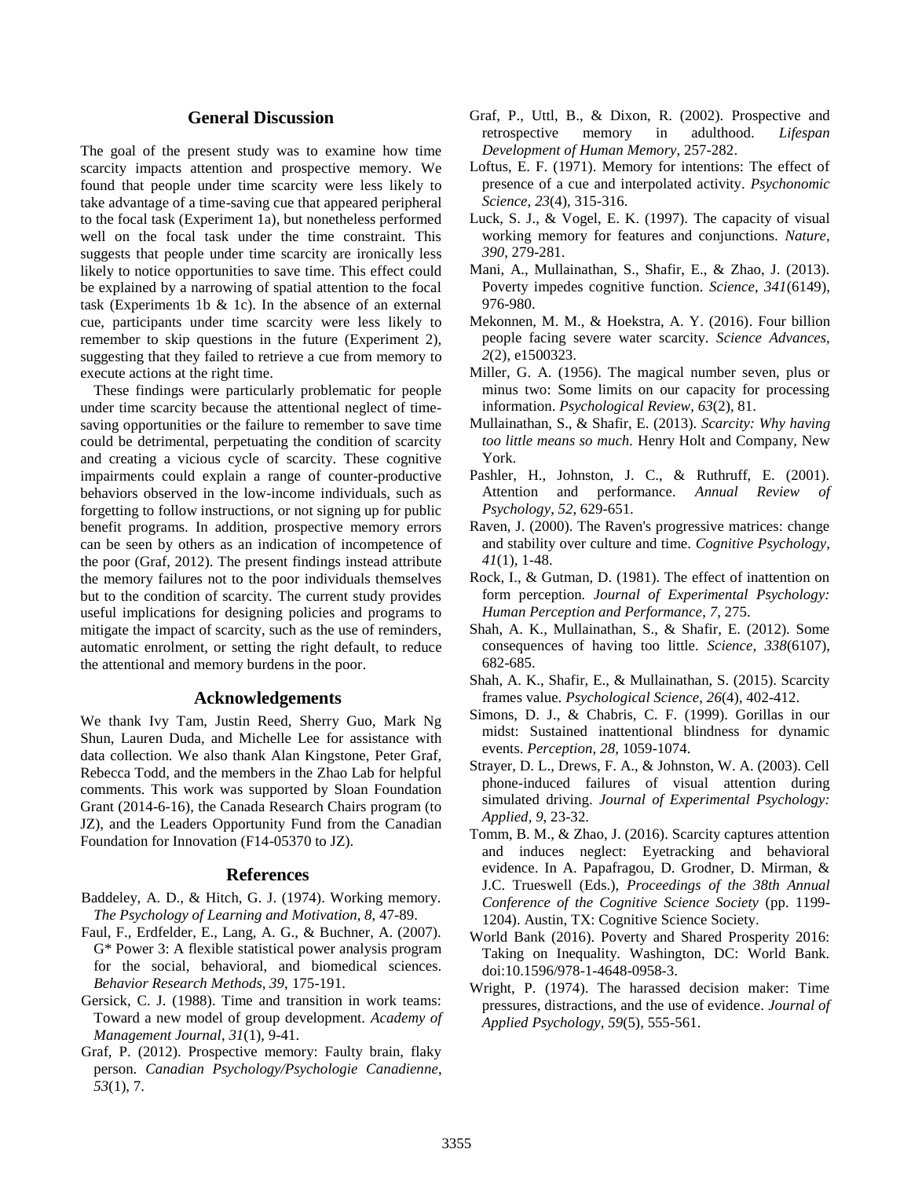## General Discussion

The goal of the present study was to examine how time scarcity impacts attention and prospective memory. We found that people under time scarcity were less likely to take advantage of a time-saving cue that appeared peripheral to the focal task (Experiment 1a), but nonetheless performed well on the focal task under the time constraint. This suggests that people under time scarcity are ironically less likely to notice opportunities to save time. This effect could be explained by a narrowing of spatial attention to the focal task (Experiments 1b & 1c). In the absence of an external cue, participants under time scarcity were less likely to remember to skip questions in the future (Experiment 2), suggesting that they failed to retrieve a cue from memory to execute actions at the right time.

These findings were particularly problematic for people under time scarcity because the attentional neglect of time-saving opportunities or the failure to remember to save time could be detrimental, perpetuating the condition of scarcity and creating a vicious cycle of scarcity. These cognitive impairments could explain a range of counter-productive behaviors observed in the low-income individuals, such as forgetting to follow instructions, or not signing up for public benefit programs. In addition, prospective memory errors can be seen by others as an indication of incompetence of the poor (Graf, 2012). The present findings instead attribute the memory failures not to the poor individuals themselves but to the condition of scarcity. The current study provides useful implications for designing policies and programs to mitigate the impact of scarcity, such as the use of reminders, automatic enrolment, or setting the right default, to reduce the attentional and memory burdens in the poor.

## Acknowledgements

We thank Ivy Tam, Justin Reed, Sherry Guo, Mark Ng Shun, Lauren Duda, and Michelle Lee for assistance with data collection. We also thank Alan Kingstone, Peter Graf, Rebecca Todd, and the members in the Zhao Lab for helpful comments. This work was supported by Sloan Foundation Grant (2014-6-16), the Canada Research Chairs program (to JZ), and the Leaders Opportunity Fund from the Canadian Foundation for Innovation (F14-05370 to JZ).

## References

Baddeley, A. D., & Hitch, G. J. (1974). Working memory. *The Psychology of Learning and Motivation*, *8*, 47-89.

Faul, F., Erdfelder, E., Lang, A. G., & Buchner, A. (2007). G* Power 3: A flexible statistical power analysis program for the social, behavioral, and biomedical sciences. *Behavior Research Methods*, *39*, 175-191.

Gersick, C. J. (1988). Time and transition in work teams: Toward a new model of group development. *Academy of Management Journal*, *31*(1), 9-41.

Graf, P. (2012). Prospective memory: Faulty brain, flaky person. *Canadian Psychology/Psychologie Canadienne*, *53*(1), 7.

Graf, P., Uttl, B., & Dixon, R. (2002). Prospective and retrospective memory in adulthood. *Lifespan Development of Human Memory*, 257-282.

Loftus, E. F. (1971). Memory for intentions: The effect of presence of a cue and interpolated activity. *Psychonomic Science*, *23*(4), 315-316.

Luck, S. J., & Vogel, E. K. (1997). The capacity of visual working memory for features and conjunctions. *Nature*, *390*, 279-281.

Mani, A., Mullainathan, S., Shafir, E., & Zhao, J. (2013). Poverty impedes cognitive function. *Science*, *341*(6149), 976-980.

Mekonnen, M. M., & Hoekstra, A. Y. (2016). Four billion people facing severe water scarcity. *Science Advances*, *2*(2), e1500323.

Miller, G. A. (1956). The magical number seven, plus or minus two: Some limits on our capacity for processing information. *Psychological Review*, *63*(2), 81.

Mullainathan, S., & Shafir, E. (2013). *Scarcity: Why having too little means so much*. Henry Holt and Company, New York.

Pashler, H., Johnston, J. C., & Ruthruff, E. (2001). Attention and performance. *Annual Review of Psychology*, *52*, 629-651.

Raven, J. (2000). The Raven's progressive matrices: change and stability over culture and time. *Cognitive Psychology*, *41*(1), 1-48.

Rock, I., & Gutman, D. (1981). The effect of inattention on form perception. *Journal of Experimental Psychology: Human Perception and Performance*, *7*, 275.

Shah, A. K., Mullainathan, S., & Shafir, E. (2012). Some consequences of having too little. *Science, 338*(6107), 682-685.

Shah, A. K., Shafir, E., & Mullainathan, S. (2015). Scarcity frames value. *Psychological Science*, *26*(4), 402-412.

Simons, D. J., & Chabris, C. F. (1999). Gorillas in our midst: Sustained inattentional blindness for dynamic events. *Perception*, *28*, 1059-1074.

Strayer, D. L., Drews, F. A., & Johnston, W. A. (2003). Cell phone-induced failures of visual attention during simulated driving. *Journal of Experimental Psychology: Applied*, *9*, 23-32.

Tomm, B. M., & Zhao, J. (2016). Scarcity captures attention and induces neglect: Eyetracking and behavioral evidence. In A. Papafragou, D. Grodner, D. Mirman, & J.C. Trueswell (Eds.), *Proceedings of the 38th Annual Conference of the Cognitive Science Society* (pp. 1199-1204). Austin, TX: Cognitive Science Society.

World Bank (2016). Poverty and Shared Prosperity 2016: Taking on Inequality. Washington, DC: World Bank. doi:10.1596/978-1-4648-0958-3.

Wright, P. (1974). The harassed decision maker: Time pressures, distractions, and the use of evidence. *Journal of Applied Psychology*, *59*(5), 555-561.